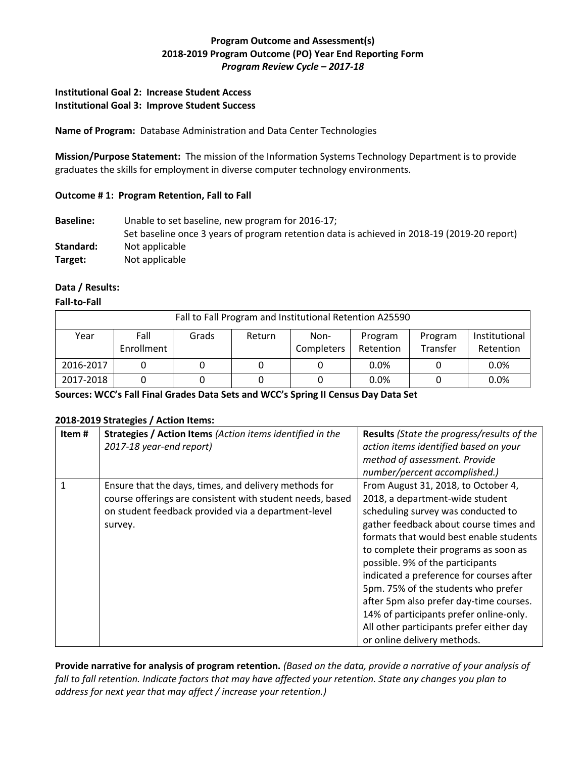**Program Outcome and Assessment(s)**
**2018-2019 Program Outcome (PO) Year End Reporting Form**
***Program Review Cycle – 2017-18***

**Institutional Goal 2: Increase Student Access**
**Institutional Goal 3: Improve Student Success**

**Name of Program:** Database Administration and Data Center Technologies

**Mission/Purpose Statement:** The mission of the Information Systems Technology Department is to provide graduates the skills for employment in diverse computer technology environments.

**Outcome # 1: Program Retention, Fall to Fall**

**Baseline:** Unable to set baseline, new program for 2016-17;
Set baseline once 3 years of program retention data is achieved in 2018-19 (2019-20 report)
**Standard:** Not applicable
**Target:** Not applicable

**Data / Results:**

**Fall-to-Fall**

| Fall to Fall Program and Institutional Retention A25590 | | | | | | | |
|---|---|---|---|---|---|---|---|
| Year | Fall Enrollment | Grads | Return | Non-Completers | Program Retention | Program Transfer | Institutional Retention |
| 2016-2017 | 0 | 0 | 0 | 0 | 0.0% | 0 | 0.0% |
| 2017-2018 | 0 | 0 | 0 | 0 | 0.0% | 0 | 0.0% |

**Sources: WCC's Fall Final Grades Data Sets and WCC's Spring II Census Day Data Set**

**2018-2019 Strategies / Action Items:**

| Item # | **Strategies / Action Items** *(Action items identified in the 2017-18 year-end report)* | **Results** *(State the progress/results of the action items identified based on your method of assessment. Provide number/percent accomplished.)* |
|---|---|---|
| 1 | Ensure that the days, times, and delivery methods for course offerings are consistent with student needs, based on student feedback provided via a department-level survey. | From August 31, 2018, to October 4, 2018, a department-wide student scheduling survey was conducted to gather feedback about course times and formats that would best enable students to complete their programs as soon as possible. 9% of the participants indicated a preference for courses after 5pm. 75% of the students who prefer after 5pm also prefer day-time courses. 14% of participants prefer online-only. All other participants prefer either day or online delivery methods. |

**Provide narrative for analysis of program retention.** *(Based on the data, provide a narrative of your analysis of fall to fall retention. Indicate factors that may have affected your retention. State any changes you plan to address for next year that may affect / increase your retention.)*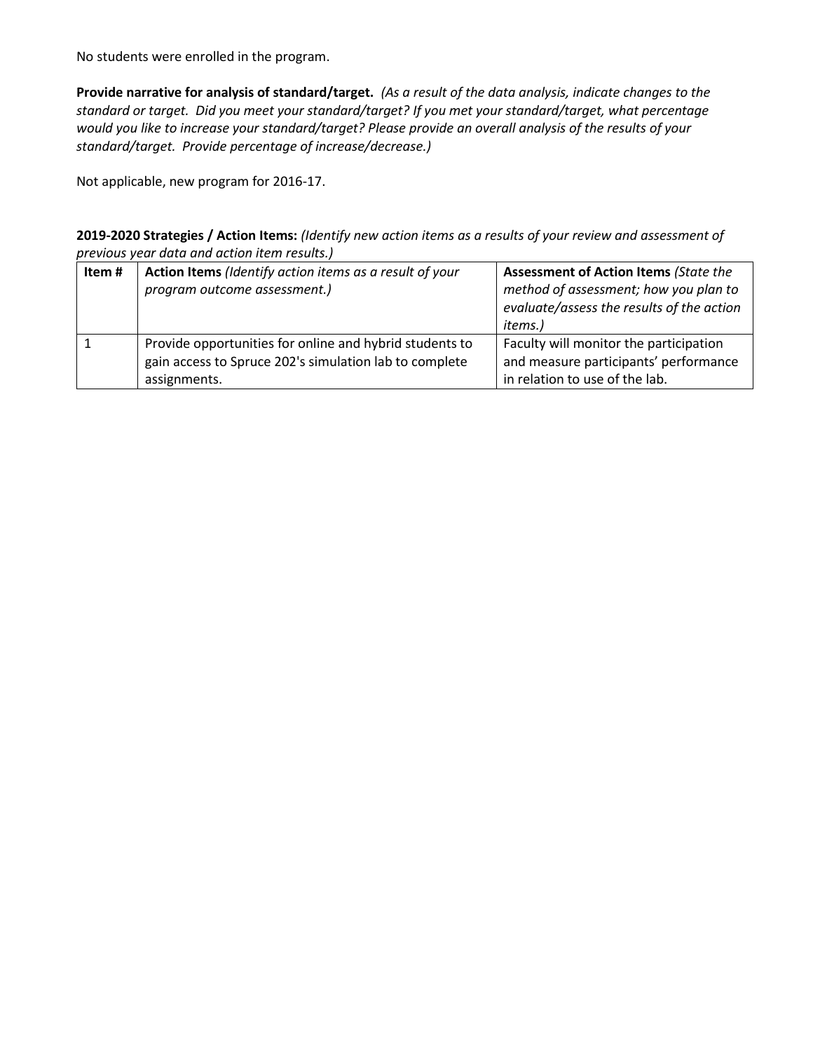No students were enrolled in the program.

**Provide narrative for analysis of standard/target.** *(As a result of the data analysis, indicate changes to the standard or target. Did you meet your standard/target? If you met your standard/target, what percentage would you like to increase your standard/target? Please provide an overall analysis of the results of your standard/target. Provide percentage of increase/decrease.)*

Not applicable, new program for 2016-17.

**2019-2020 Strategies / Action Items:** *(Identify new action items as a results of your review and assessment of previous year data and action item results.)*

| **Item #** | **Action Items** *(Identify action items as a result of your program outcome assessment.)* | **Assessment of Action Items** *(State the method of assessment; how you plan to evaluate/assess the results of the action items.)* |
|---|---|---|
| 1 | Provide opportunities for online and hybrid students to gain access to Spruce 202's simulation lab to complete assignments. | Faculty will monitor the participation and measure participants' performance in relation to use of the lab. |